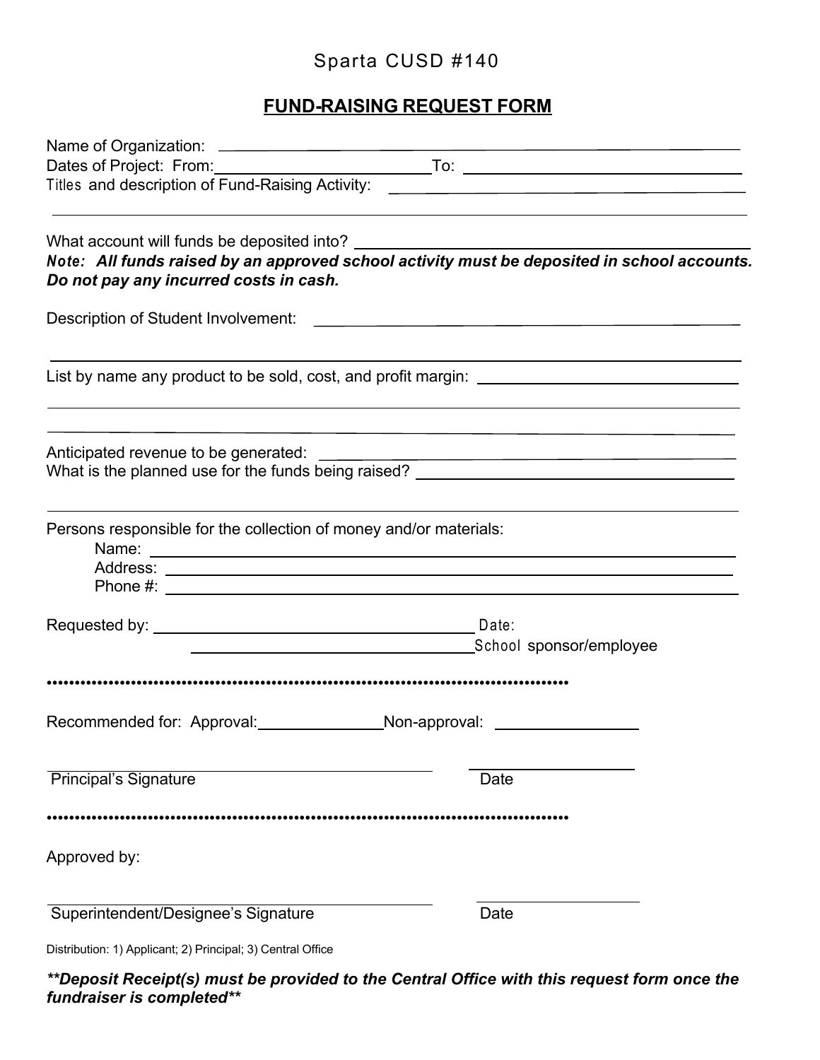Sparta CUSD #140

# FUND-RAISING REQUEST FORM

Name of Organization: ______________________________________________

Dates of Project: From: ____________________ To: ____________________

Titles and description of Fund-Raising Activity: ______________________________________________

______________________________________________

What account will funds be deposited into? ______________________________________________

***Note: All funds raised by an approved school activity must be deposited in school accounts. Do not pay any incurred costs in cash.***

Description of Student Involvement: ______________________________________________

______________________________________________

List by name any product to be sold, cost, and profit margin: ______________________________________________

______________________________________________

______________________________________________

Anticipated revenue to be generated: ______________________________________________

What is the planned use for the funds being raised? ______________________________________________

______________________________________________

Persons responsible for the collection of money and/or materials:

Name: ______________________________________________

Address: ______________________________________________

Phone #: ______________________________________________

Requested by: ______________________________ Date:

______________________________ School sponsor/employee

••••••••••••••••••••••••••••••••••••••••••••••••••••••••••••••••••••••••••••••••••

Recommended for: Approval: ______________ Non-approval: ______________

______________________________ ______________

Principal's Signature Date

••••••••••••••••••••••••••••••••••••••••••••••••••••••••••••••••••••••••••••••••••

Approved by:

______________________________ ______________

Superintendent/Designee's Signature Date

Distribution: 1) Applicant; 2) Principal; 3) Central Office

***\*\*Deposit Receipt(s) must be provided to the Central Office with this request form once the fundraiser is completed\*\****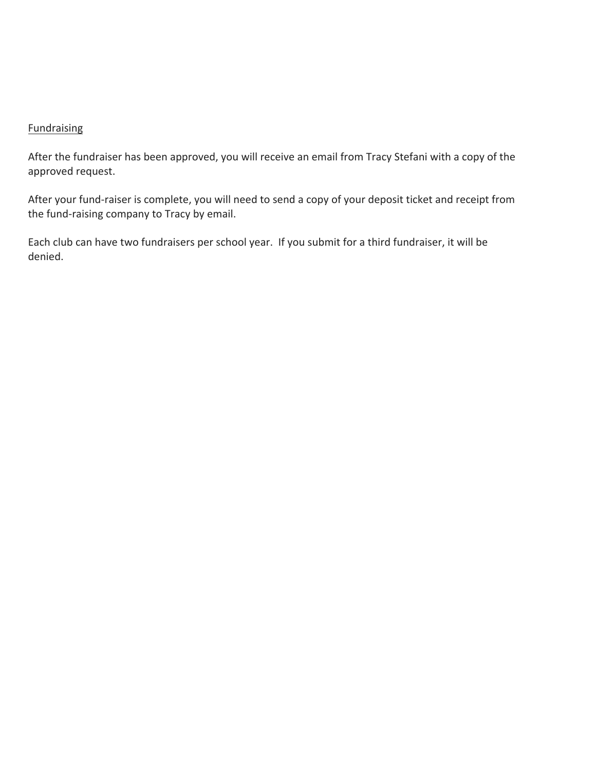<u>Fundraising</u>

After the fundraiser has been approved, you will receive an email from Tracy Stefani with a copy of the approved request.

After your fund-raiser is complete, you will need to send a copy of your deposit ticket and receipt from the fund-raising company to Tracy by email.

Each club can have two fundraisers per school year.  If you submit for a third fundraiser, it will be denied.